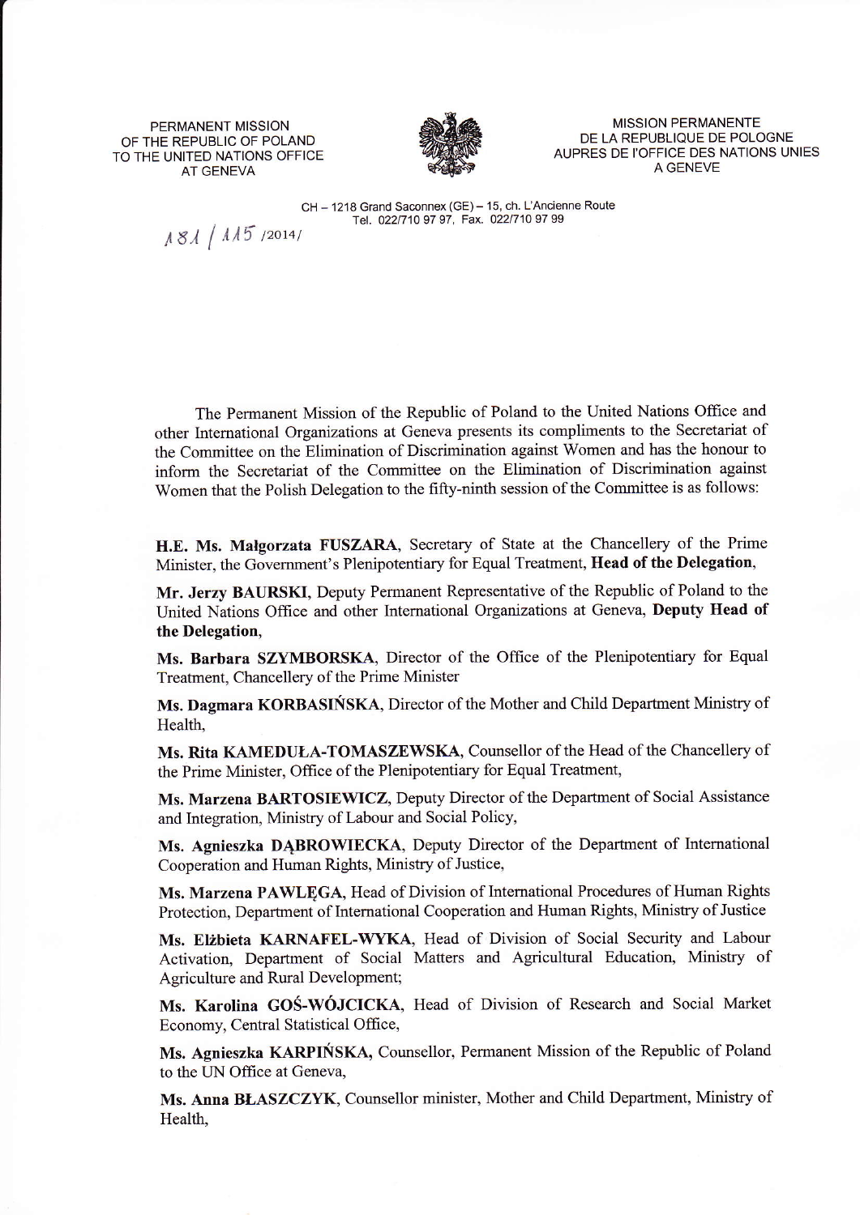PERMANENT MISSION
OF THE REPUBLIC OF POLAND
TO THE UNITED NATIONS OFFICE
AT GENEVA

MISSION PERMANENTE
DE LA REPUBLIQUE DE POLOGNE
AUPRES DE l'OFFICE DES NATIONS UNIES
A GENEVE

CH – 1218 Grand Saconnex (GE) – 15, ch. L'Ancienne Route
Tel. 022/710 97 97, Fax. 022/710 97 99

181 / 115 /2014/

The Permanent Mission of the Republic of Poland to the United Nations Office and other International Organizations at Geneva presents its compliments to the Secretariat of the Committee on the Elimination of Discrimination against Women and has the honour to inform the Secretariat of the Committee on the Elimination of Discrimination against Women that the Polish Delegation to the fifty-ninth session of the Committee is as follows:

**H.E. Ms. Małgorzata FUSZARA**, Secretary of State at the Chancellery of the Prime Minister, the Government's Plenipotentiary for Equal Treatment, **Head of the Delegation**,

**Mr. Jerzy BAURSKI**, Deputy Permanent Representative of the Republic of Poland to the United Nations Office and other International Organizations at Geneva, **Deputy Head of the Delegation**,

**Ms. Barbara SZYMBORSKA**, Director of the Office of the Plenipotentiary for Equal Treatment, Chancellery of the Prime Minister

**Ms. Dagmara KORBASIŃSKA**, Director of the Mother and Child Department Ministry of Health,

**Ms. Rita KAMEDUŁA-TOMASZEWSKA**, Counsellor of the Head of the Chancellery of the Prime Minister, Office of the Plenipotentiary for Equal Treatment,

**Ms. Marzena BARTOSIEWICZ**, Deputy Director of the Department of Social Assistance and Integration, Ministry of Labour and Social Policy,

**Ms. Agnieszka DĄBROWIECKA**, Deputy Director of the Department of International Cooperation and Human Rights, Ministry of Justice,

**Ms. Marzena PAWLĘGA**, Head of Division of International Procedures of Human Rights Protection, Department of International Cooperation and Human Rights, Ministry of Justice

**Ms. Elżbieta KARNAFEL-WYKA**, Head of Division of Social Security and Labour Activation, Department of Social Matters and Agricultural Education, Ministry of Agriculture and Rural Development;

**Ms. Karolina GOŚ-WÓJCICKA**, Head of Division of Research and Social Market Economy, Central Statistical Office,

**Ms. Agnieszka KARPIŃSKA,** Counsellor, Permanent Mission of the Republic of Poland to the UN Office at Geneva,

**Ms. Anna BŁASZCZYK**, Counsellor minister, Mother and Child Department, Ministry of Health,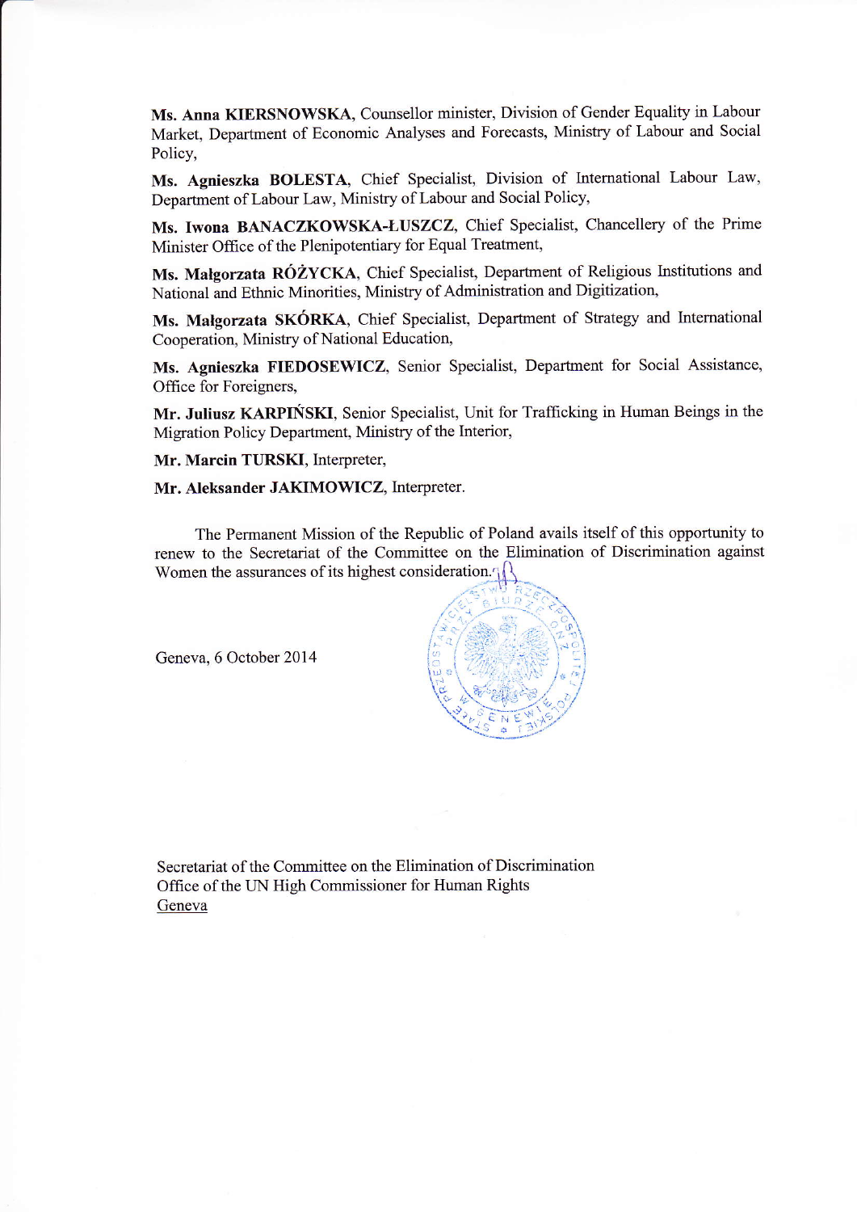**Ms. Anna KIERSNOWSKA**, Counsellor minister, Division of Gender Equality in Labour Market, Department of Economic Analyses and Forecasts, Ministry of Labour and Social Policy,

**Ms. Agnieszka BOLESTA**, Chief Specialist, Division of International Labour Law, Department of Labour Law, Ministry of Labour and Social Policy,

**Ms. Iwona BANACZKOWSKA-ŁUSZCZ**, Chief Specialist, Chancellery of the Prime Minister Office of the Plenipotentiary for Equal Treatment,

**Ms. Małgorzata RÓŻYCKA**, Chief Specialist, Department of Religious Institutions and National and Ethnic Minorities, Ministry of Administration and Digitization,

**Ms. Małgorzata SKÓRKA**, Chief Specialist, Department of Strategy and International Cooperation, Ministry of National Education,

**Ms. Agnieszka FIEDOSEWICZ**, Senior Specialist, Department for Social Assistance, Office for Foreigners,

**Mr. Juliusz KARPIŃSKI**, Senior Specialist, Unit for Trafficking in Human Beings in the Migration Policy Department, Ministry of the Interior,

**Mr. Marcin TURSKI**, Interpreter,

**Mr. Aleksander JAKIMOWICZ**, Interpreter.

The Permanent Mission of the Republic of Poland avails itself of this opportunity to renew to the Secretariat of the Committee on the Elimination of Discrimination against Women the assurances of its highest consideration.

Geneva, 6 October 2014

Secretariat of the Committee on the Elimination of Discrimination
Office of the UN High Commissioner for Human Rights
Geneva